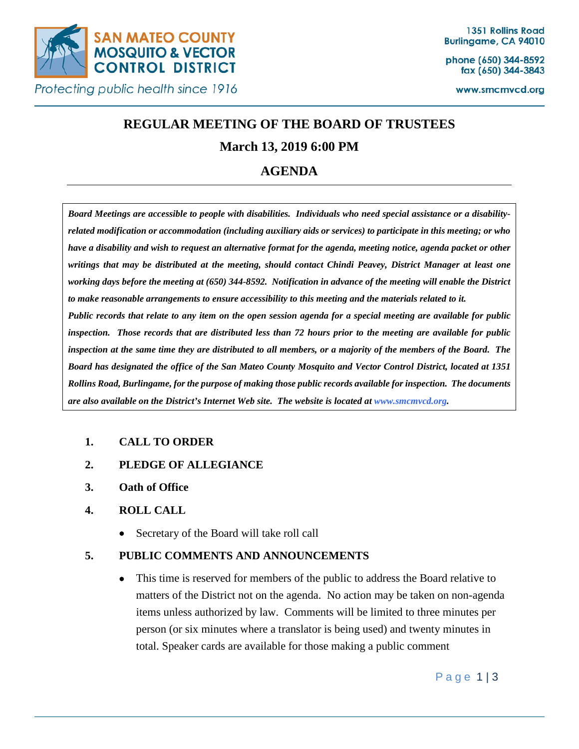SAN MATEO COUNTY MOSQUITO & VECTOR CONTROL DISTRICT

*Protecting public health since 1916*

1351 Rollins Road
Burlingame, CA 94010

phone (650) 344-8592
fax (650) 344-3843

www.smcmvcd.org

# REGULAR MEETING OF THE BOARD OF TRUSTEES

## March 13, 2019 6:00 PM

## AGENDA

***Board Meetings are accessible to people with disabilities. Individuals who need special assistance or a disability-related modification or accommodation (including auxiliary aids or services) to participate in this meeting; or who have a disability and wish to request an alternative format for the agenda, meeting notice, agenda packet or other writings that may be distributed at the meeting, should contact Chindi Peavey, District Manager at least one working days before the meeting at (650) 344-8592. Notification in advance of the meeting will enable the District to make reasonable arrangements to ensure accessibility to this meeting and the materials related to it.***

***Public records that relate to any item on the open session agenda for a special meeting are available for public inspection. Those records that are distributed less than 72 hours prior to the meeting are available for public inspection at the same time they are distributed to all members, or a majority of the members of the Board. The Board has designated the office of the San Mateo County Mosquito and Vector Control District, located at 1351 Rollins Road, Burlingame, for the purpose of making those public records available for inspection. The documents are also available on the District's Internet Web site. The website is located at www.smcmvcd.org.***

1. **CALL TO ORDER**
2. **PLEDGE OF ALLEGIANCE**
3. **Oath of Office**
4. **ROLL CALL**
   - Secretary of the Board will take roll call
5. **PUBLIC COMMENTS AND ANNOUNCEMENTS**
   - This time is reserved for members of the public to address the Board relative to matters of the District not on the agenda. No action may be taken on non-agenda items unless authorized by law. Comments will be limited to three minutes per person (or six minutes where a translator is being used) and twenty minutes in total. Speaker cards are available for those making a public comment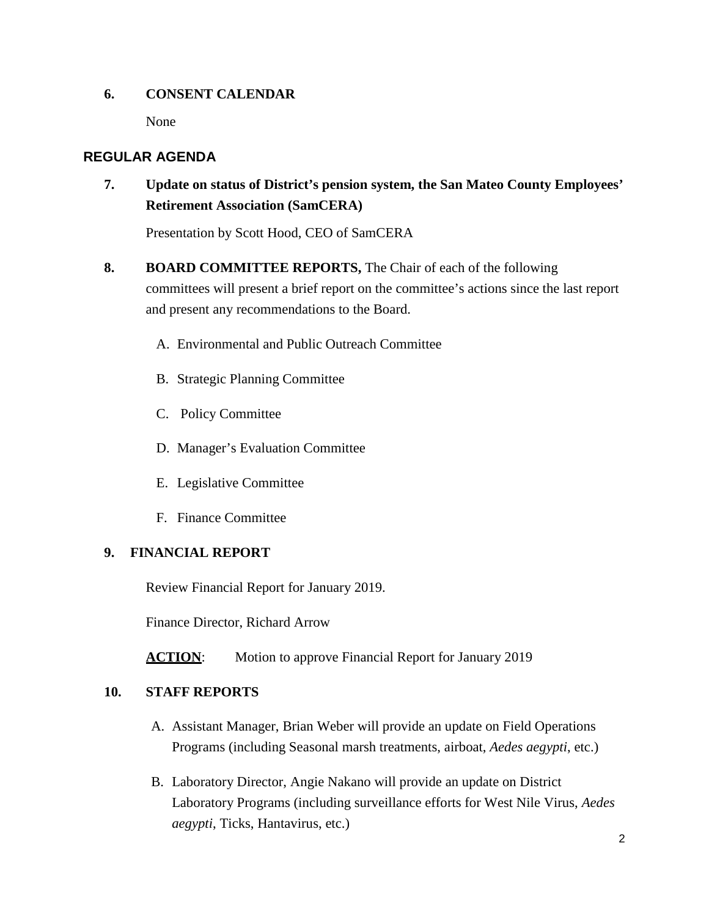**6. CONSENT CALENDAR**

None

## REGULAR AGENDA

**7. Update on status of District's pension system, the San Mateo County Employees' Retirement Association (SamCERA)**

Presentation by Scott Hood, CEO of SamCERA

**8. BOARD COMMITTEE REPORTS,** The Chair of each of the following committees will present a brief report on the committee's actions since the last report and present any recommendations to the Board.

A. Environmental and Public Outreach Committee

B. Strategic Planning Committee

C. Policy Committee

D. Manager's Evaluation Committee

E. Legislative Committee

F. Finance Committee

**9. FINANCIAL REPORT**

Review Financial Report for January 2019.

Finance Director, Richard Arrow

**ACTION**: Motion to approve Financial Report for January 2019

**10. STAFF REPORTS**

A. Assistant Manager, Brian Weber will provide an update on Field Operations Programs (including Seasonal marsh treatments, airboat, *Aedes aegypti*, etc.)

B. Laboratory Director, Angie Nakano will provide an update on District Laboratory Programs (including surveillance efforts for West Nile Virus, *Aedes aegypti*, Ticks, Hantavirus, etc.)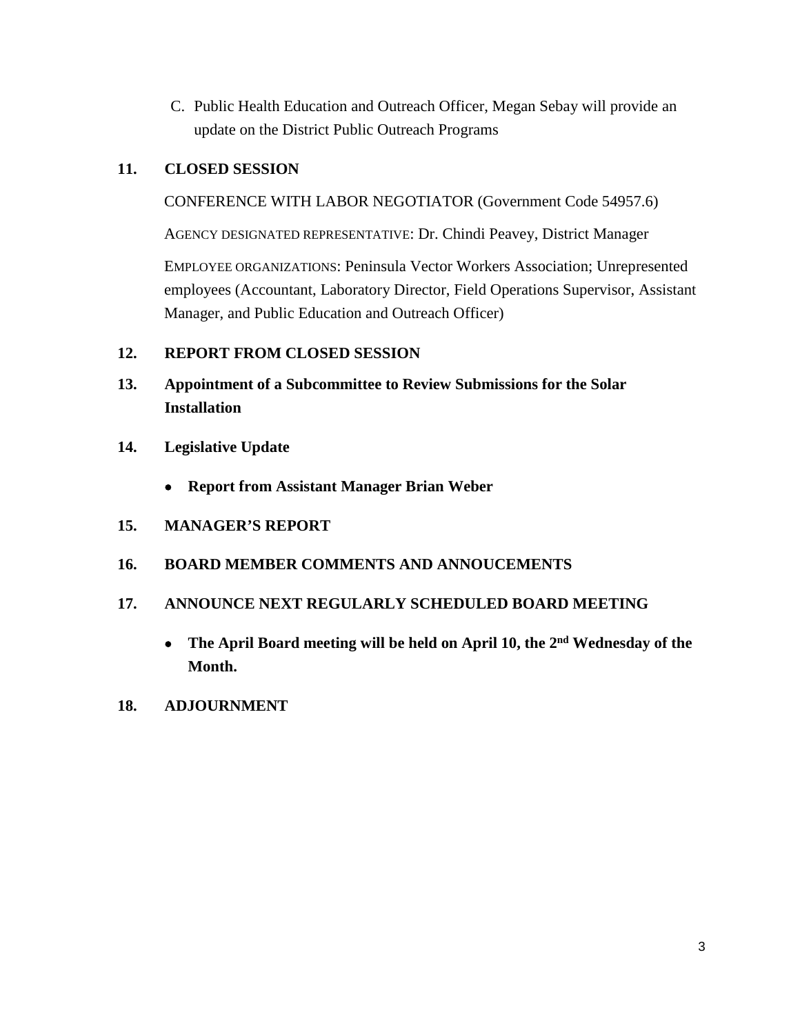C. Public Health Education and Outreach Officer, Megan Sebay will provide an update on the District Public Outreach Programs

**11. CLOSED SESSION**

CONFERENCE WITH LABOR NEGOTIATOR (Government Code 54957.6)

AGENCY DESIGNATED REPRESENTATIVE: Dr. Chindi Peavey, District Manager

EMPLOYEE ORGANIZATIONS: Peninsula Vector Workers Association; Unrepresented employees (Accountant, Laboratory Director, Field Operations Supervisor, Assistant Manager, and Public Education and Outreach Officer)

**12. REPORT FROM CLOSED SESSION**

**13. Appointment of a Subcommittee to Review Submissions for the Solar Installation**

**14. Legislative Update**

- **Report from Assistant Manager Brian Weber**

**15. MANAGER'S REPORT**

**16. BOARD MEMBER COMMENTS AND ANNOUCEMENTS**

**17. ANNOUNCE NEXT REGULARLY SCHEDULED BOARD MEETING**

- **The April Board meeting will be held on April 10, the 2nd Wednesday of the Month.**

**18. ADJOURNMENT**